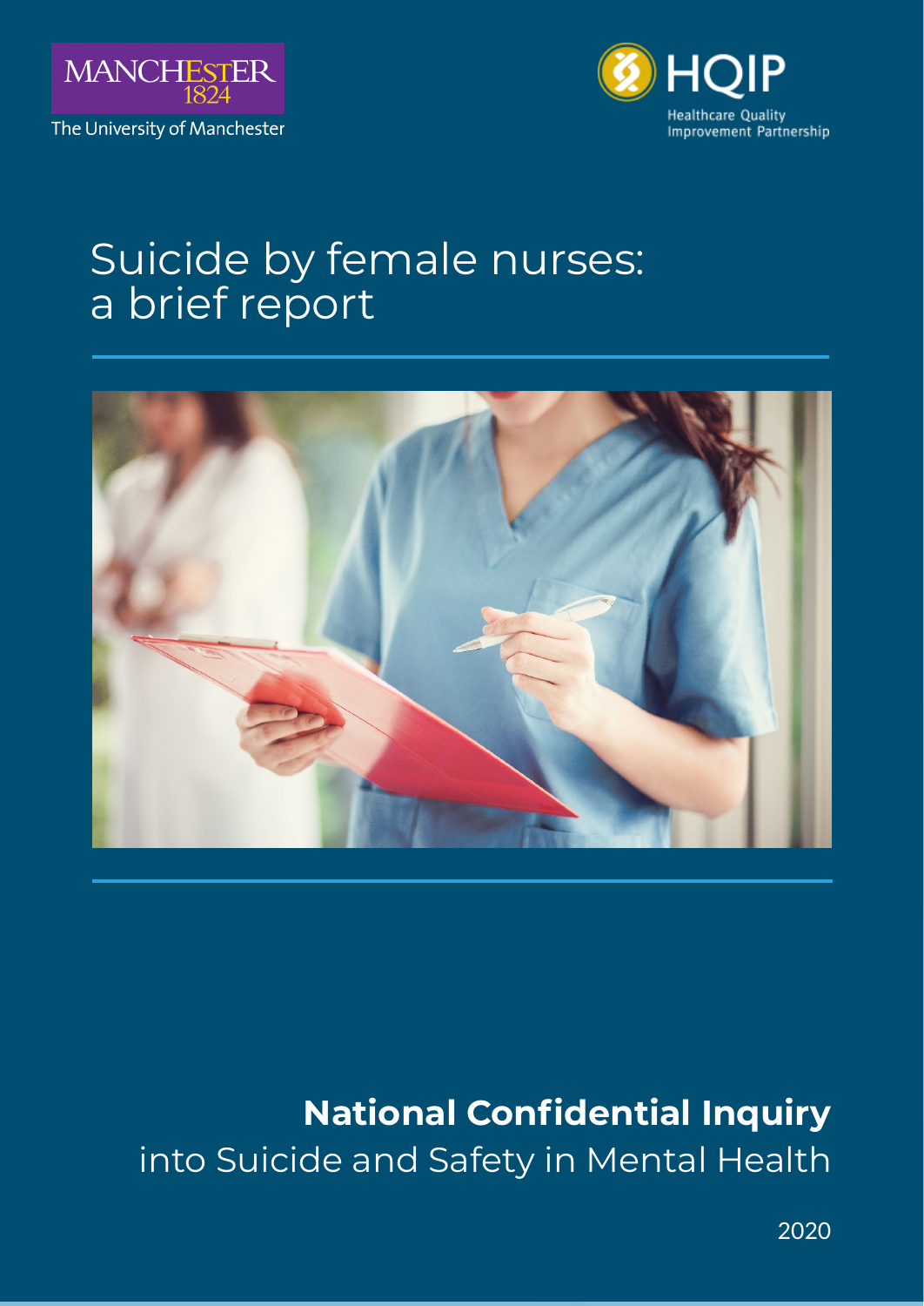MANCHESTER 1824

The University of Manchester

HQIP

Healthcare Quality Improvement Partnership

# Suicide by female nurses: a brief report

**National Confidential Inquiry** into Suicide and Safety in Mental Health

2020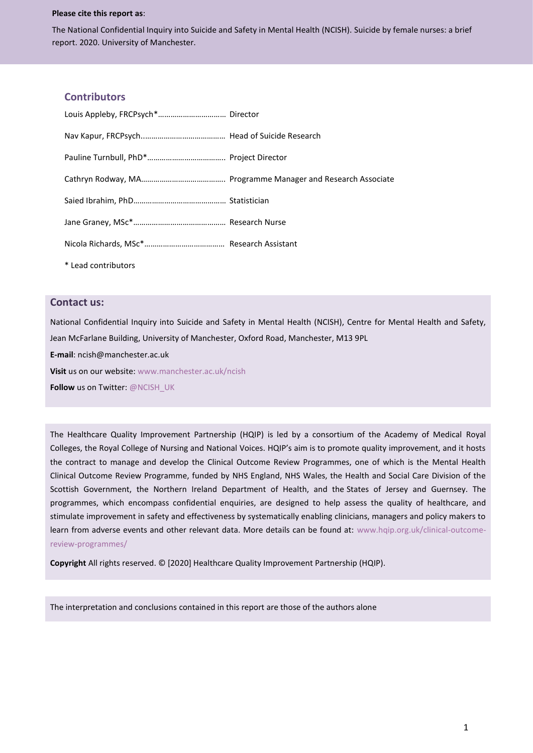**Please cite this report as**:

The National Confidential Inquiry into Suicide and Safety in Mental Health (NCISH). Suicide by female nurses: a brief report. 2020. University of Manchester.

## Contributors

Louis Appleby, FRCPsych*…………………………… Director

Nav Kapur, FRCPsych.………………………………… Head of Suicide Research

Pauline Turnbull, PhD*……………………………….. Project Director

Cathryn Rodway, MA………………………………….. Programme Manager and Research Associate

Saied Ibrahim, PhD……………………………………… Statistician

Jane Graney, MSc*……………………………………… Research Nurse

Nicola Richards, MSc*………………………………… Research Assistant

\* Lead contributors

## Contact us:

National Confidential Inquiry into Suicide and Safety in Mental Health (NCISH), Centre for Mental Health and Safety, Jean McFarlane Building, University of Manchester, Oxford Road, Manchester, M13 9PL

**E-mail**: ncish@manchester.ac.uk

**Visit** us on our website: www.manchester.ac.uk/ncish

**Follow** us on Twitter: @NCISH_UK

The Healthcare Quality Improvement Partnership (HQIP) is led by a consortium of the Academy of Medical Royal Colleges, the Royal College of Nursing and National Voices. HQIP's aim is to promote quality improvement, and it hosts the contract to manage and develop the Clinical Outcome Review Programmes, one of which is the Mental Health Clinical Outcome Review Programme, funded by NHS England, NHS Wales, the Health and Social Care Division of the Scottish Government, the Northern Ireland Department of Health, and the States of Jersey and Guernsey. The programmes, which encompass confidential enquiries, are designed to help assess the quality of healthcare, and stimulate improvement in safety and effectiveness by systematically enabling clinicians, managers and policy makers to learn from adverse events and other relevant data. More details can be found at: www.hqip.org.uk/clinical-outcome-review-programmes/

**Copyright** All rights reserved. © [2020] Healthcare Quality Improvement Partnership (HQIP).

The interpretation and conclusions contained in this report are those of the authors alone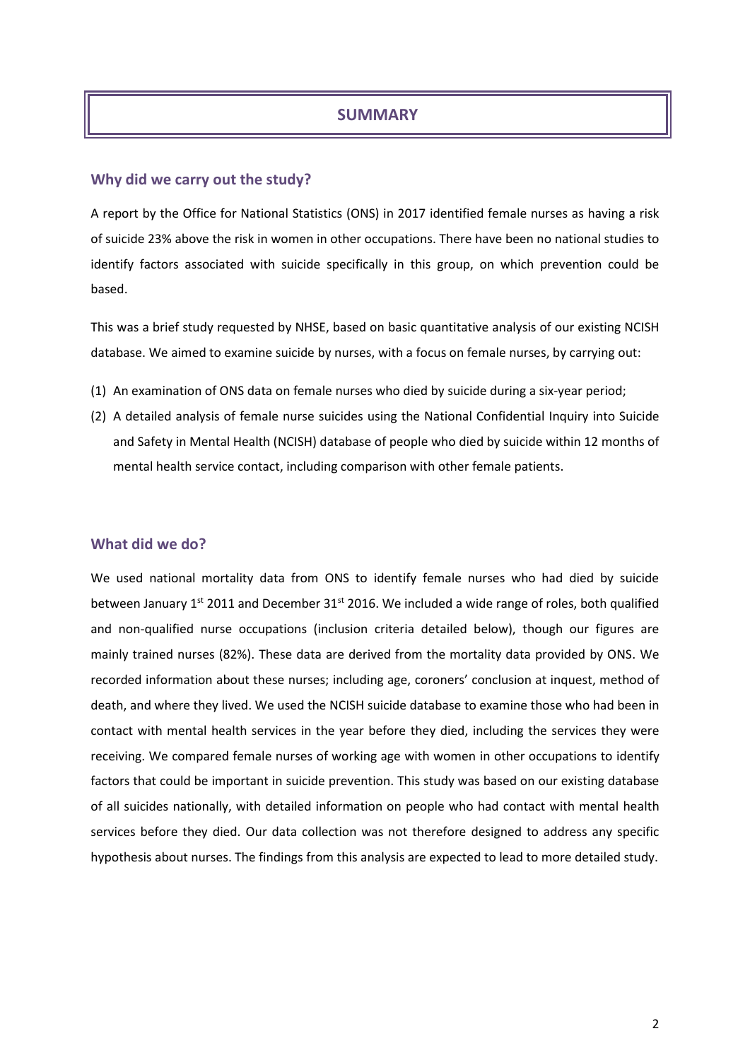# SUMMARY

## Why did we carry out the study?

A report by the Office for National Statistics (ONS) in 2017 identified female nurses as having a risk of suicide 23% above the risk in women in other occupations. There have been no national studies to identify factors associated with suicide specifically in this group, on which prevention could be based.

This was a brief study requested by NHSE, based on basic quantitative analysis of our existing NCISH database. We aimed to examine suicide by nurses, with a focus on female nurses, by carrying out:

1. An examination of ONS data on female nurses who died by suicide during a six-year period;
2. A detailed analysis of female nurse suicides using the National Confidential Inquiry into Suicide and Safety in Mental Health (NCISH) database of people who died by suicide within 12 months of mental health service contact, including comparison with other female patients.

## What did we do?

We used national mortality data from ONS to identify female nurses who had died by suicide between January 1st 2011 and December 31st 2016. We included a wide range of roles, both qualified and non-qualified nurse occupations (inclusion criteria detailed below), though our figures are mainly trained nurses (82%). These data are derived from the mortality data provided by ONS. We recorded information about these nurses; including age, coroners' conclusion at inquest, method of death, and where they lived. We used the NCISH suicide database to examine those who had been in contact with mental health services in the year before they died, including the services they were receiving. We compared female nurses of working age with women in other occupations to identify factors that could be important in suicide prevention. This study was based on our existing database of all suicides nationally, with detailed information on people who had contact with mental health services before they died. Our data collection was not therefore designed to address any specific hypothesis about nurses. The findings from this analysis are expected to lead to more detailed study.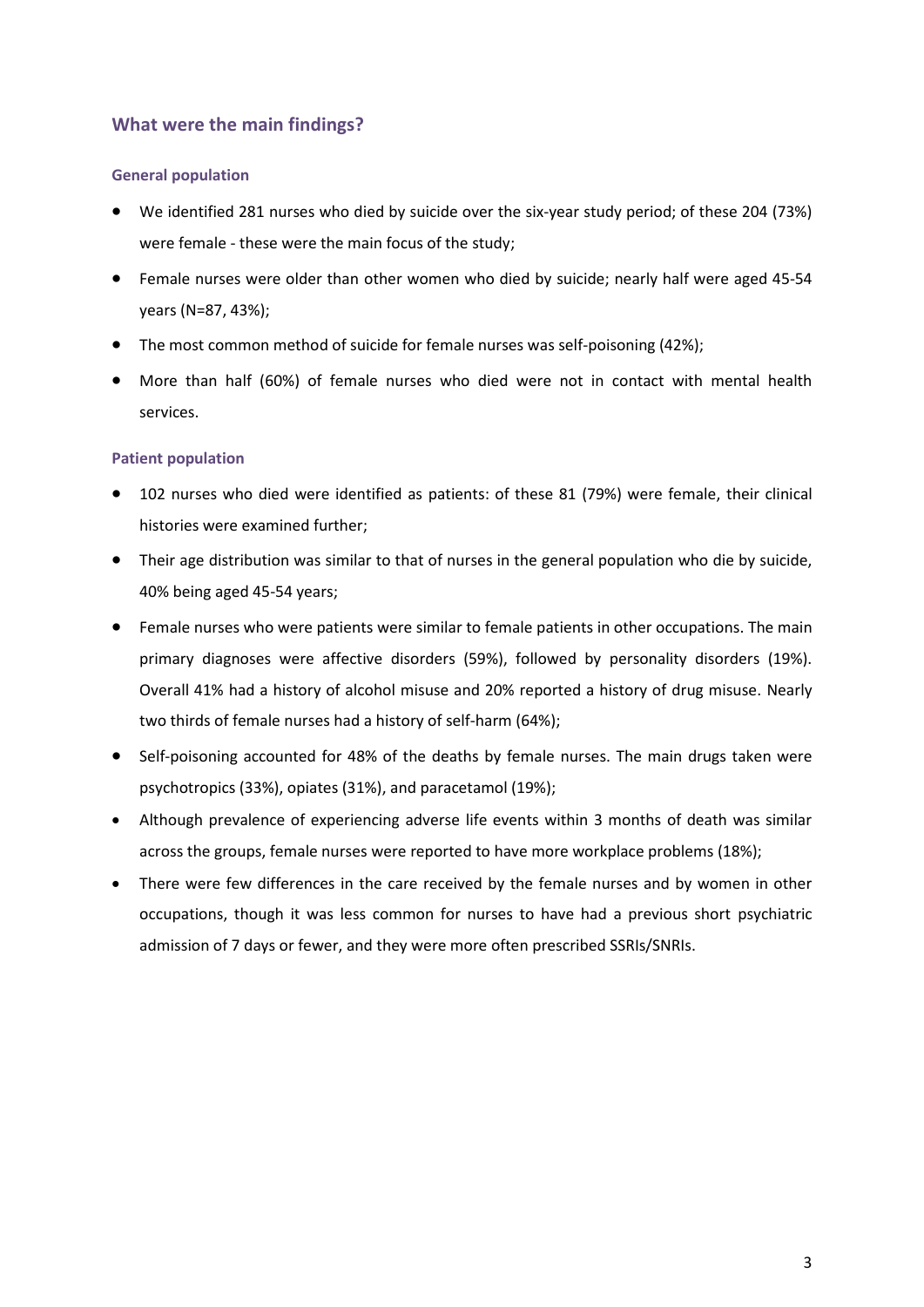## What were the main findings?

### General population

- We identified 281 nurses who died by suicide over the six-year study period; of these 204 (73%) were female - these were the main focus of the study;
- Female nurses were older than other women who died by suicide; nearly half were aged 45-54 years (N=87, 43%);
- The most common method of suicide for female nurses was self-poisoning (42%);
- More than half (60%) of female nurses who died were not in contact with mental health services.

### Patient population

- 102 nurses who died were identified as patients: of these 81 (79%) were female, their clinical histories were examined further;
- Their age distribution was similar to that of nurses in the general population who die by suicide, 40% being aged 45-54 years;
- Female nurses who were patients were similar to female patients in other occupations. The main primary diagnoses were affective disorders (59%), followed by personality disorders (19%). Overall 41% had a history of alcohol misuse and 20% reported a history of drug misuse. Nearly two thirds of female nurses had a history of self-harm (64%);
- Self-poisoning accounted for 48% of the deaths by female nurses. The main drugs taken were psychotropics (33%), opiates (31%), and paracetamol (19%);
- Although prevalence of experiencing adverse life events within 3 months of death was similar across the groups, female nurses were reported to have more workplace problems (18%);
- There were few differences in the care received by the female nurses and by women in other occupations, though it was less common for nurses to have had a previous short psychiatric admission of 7 days or fewer, and they were more often prescribed SSRIs/SNRIs.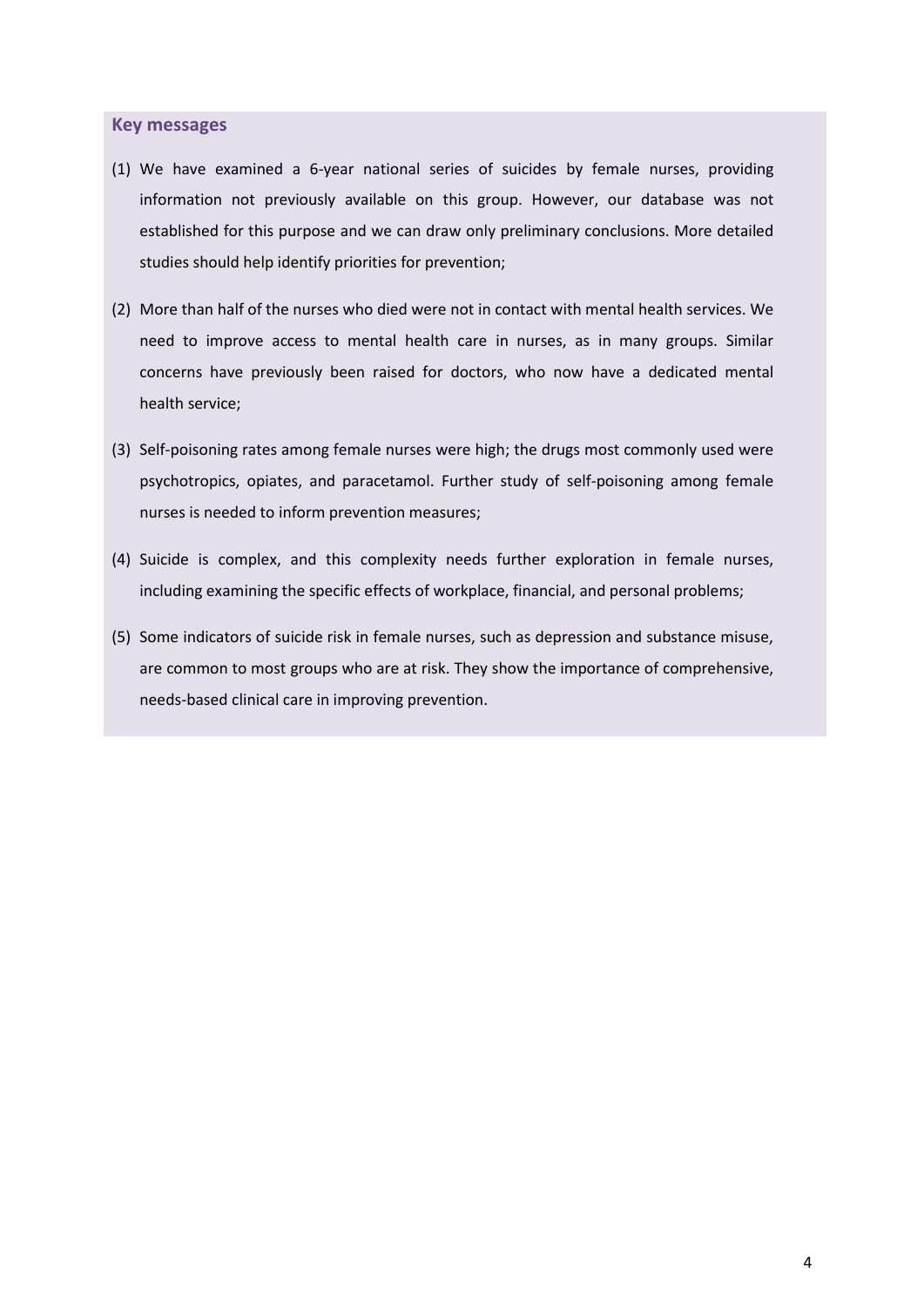## Key messages

(1) We have examined a 6-year national series of suicides by female nurses, providing information not previously available on this group. However, our database was not established for this purpose and we can draw only preliminary conclusions. More detailed studies should help identify priorities for prevention;

(2) More than half of the nurses who died were not in contact with mental health services. We need to improve access to mental health care in nurses, as in many groups. Similar concerns have previously been raised for doctors, who now have a dedicated mental health service;

(3) Self-poisoning rates among female nurses were high; the drugs most commonly used were psychotropics, opiates, and paracetamol. Further study of self-poisoning among female nurses is needed to inform prevention measures;

(4) Suicide is complex, and this complexity needs further exploration in female nurses, including examining the specific effects of workplace, financial, and personal problems;

(5) Some indicators of suicide risk in female nurses, such as depression and substance misuse, are common to most groups who are at risk. They show the importance of comprehensive, needs-based clinical care in improving prevention.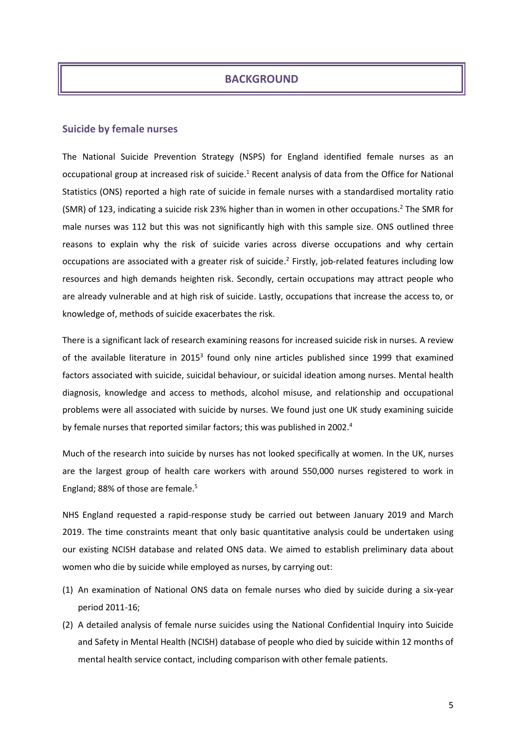# BACKGROUND

## Suicide by female nurses

The National Suicide Prevention Strategy (NSPS) for England identified female nurses as an occupational group at increased risk of suicide.[1] Recent analysis of data from the Office for National Statistics (ONS) reported a high rate of suicide in female nurses with a standardised mortality ratio (SMR) of 123, indicating a suicide risk 23% higher than in women in other occupations.[2] The SMR for male nurses was 112 but this was not significantly high with this sample size. ONS outlined three reasons to explain why the risk of suicide varies across diverse occupations and why certain occupations are associated with a greater risk of suicide.[2] Firstly, job-related features including low resources and high demands heighten risk. Secondly, certain occupations may attract people who are already vulnerable and at high risk of suicide. Lastly, occupations that increase the access to, or knowledge of, methods of suicide exacerbates the risk.

There is a significant lack of research examining reasons for increased suicide risk in nurses. A review of the available literature in 2015[3] found only nine articles published since 1999 that examined factors associated with suicide, suicidal behaviour, or suicidal ideation among nurses. Mental health diagnosis, knowledge and access to methods, alcohol misuse, and relationship and occupational problems were all associated with suicide by nurses. We found just one UK study examining suicide by female nurses that reported similar factors; this was published in 2002.[4]

Much of the research into suicide by nurses has not looked specifically at women. In the UK, nurses are the largest group of health care workers with around 550,000 nurses registered to work in England; 88% of those are female.[5]

NHS England requested a rapid-response study be carried out between January 2019 and March 2019. The time constraints meant that only basic quantitative analysis could be undertaken using our existing NCISH database and related ONS data. We aimed to establish preliminary data about women who die by suicide while employed as nurses, by carrying out:

(1) An examination of National ONS data on female nurses who died by suicide during a six-year period 2011-16;

(2) A detailed analysis of female nurse suicides using the National Confidential Inquiry into Suicide and Safety in Mental Health (NCISH) database of people who died by suicide within 12 months of mental health service contact, including comparison with other female patients.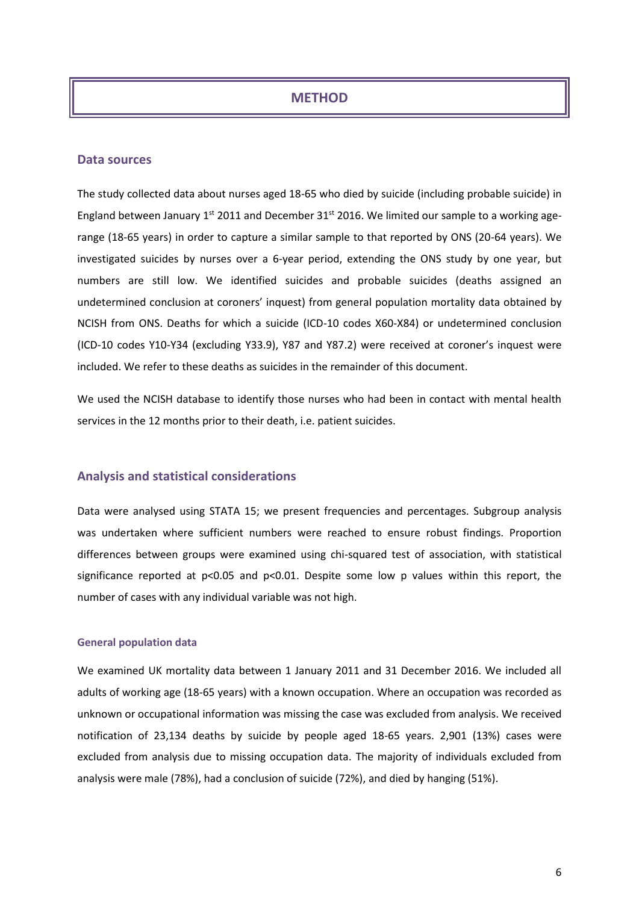# METHOD

## Data sources

The study collected data about nurses aged 18-65 who died by suicide (including probable suicide) in England between January 1st 2011 and December 31st 2016. We limited our sample to a working age-range (18-65 years) in order to capture a similar sample to that reported by ONS (20-64 years). We investigated suicides by nurses over a 6-year period, extending the ONS study by one year, but numbers are still low. We identified suicides and probable suicides (deaths assigned an undetermined conclusion at coroners' inquest) from general population mortality data obtained by NCISH from ONS. Deaths for which a suicide (ICD-10 codes X60-X84) or undetermined conclusion (ICD-10 codes Y10-Y34 (excluding Y33.9), Y87 and Y87.2) were received at coroner's inquest were included. We refer to these deaths as suicides in the remainder of this document.

We used the NCISH database to identify those nurses who had been in contact with mental health services in the 12 months prior to their death, i.e. patient suicides.

## Analysis and statistical considerations

Data were analysed using STATA 15; we present frequencies and percentages. Subgroup analysis was undertaken where sufficient numbers were reached to ensure robust findings. Proportion differences between groups were examined using chi-squared test of association, with statistical significance reported at $p<0.05$ and $p<0.01$. Despite some low p values within this report, the number of cases with any individual variable was not high.

### General population data

We examined UK mortality data between 1 January 2011 and 31 December 2016. We included all adults of working age (18-65 years) with a known occupation. Where an occupation was recorded as unknown or occupational information was missing the case was excluded from analysis. We received notification of 23,134 deaths by suicide by people aged 18-65 years. 2,901 (13%) cases were excluded from analysis due to missing occupation data. The majority of individuals excluded from analysis were male (78%), had a conclusion of suicide (72%), and died by hanging (51%).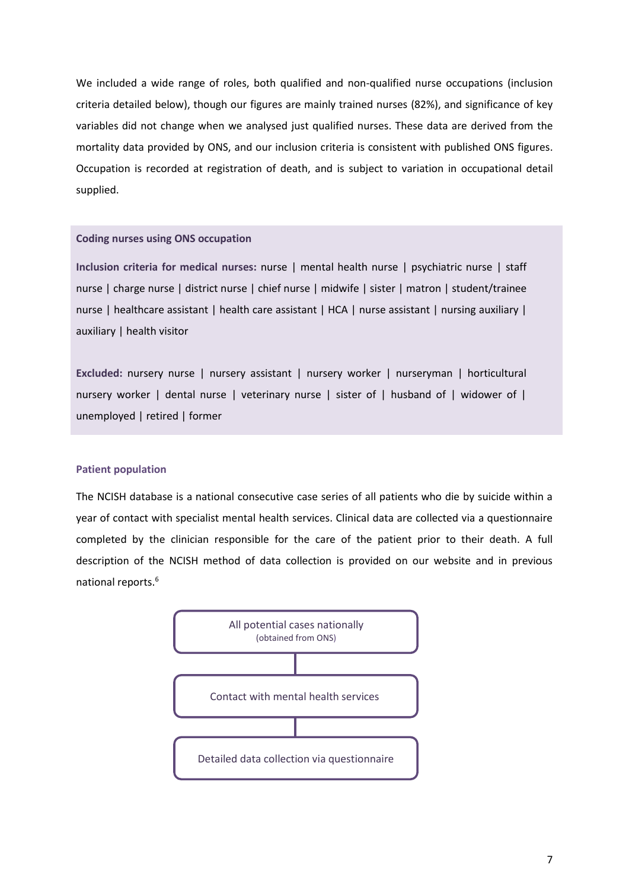We included a wide range of roles, both qualified and non-qualified nurse occupations (inclusion criteria detailed below), though our figures are mainly trained nurses (82%), and significance of key variables did not change when we analysed just qualified nurses. These data are derived from the mortality data provided by ONS, and our inclusion criteria is consistent with published ONS figures. Occupation is recorded at registration of death, and is subject to variation in occupational detail supplied.

**Coding nurses using ONS occupation**

**Inclusion criteria for medical nurses:** nurse | mental health nurse | psychiatric nurse | staff nurse | charge nurse | district nurse | chief nurse | midwife | sister | matron | student/trainee nurse | healthcare assistant | health care assistant | HCA | nurse assistant | nursing auxiliary | auxiliary | health visitor

**Excluded:** nursery nurse | nursery assistant | nursery worker | nurseryman | horticultural nursery worker | dental nurse | veterinary nurse | sister of | husband of | widower of | unemployed | retired | former

### Patient population

The NCISH database is a national consecutive case series of all patients who die by suicide within a year of contact with specialist mental health services. Clinical data are collected via a questionnaire completed by the clinician responsible for the care of the patient prior to their death. A full description of the NCISH method of data collection is provided on our website and in previous national reports.[6]

All potential cases nationally (obtained from ONS)

↓

Contact with mental health services

↓

Detailed data collection via questionnaire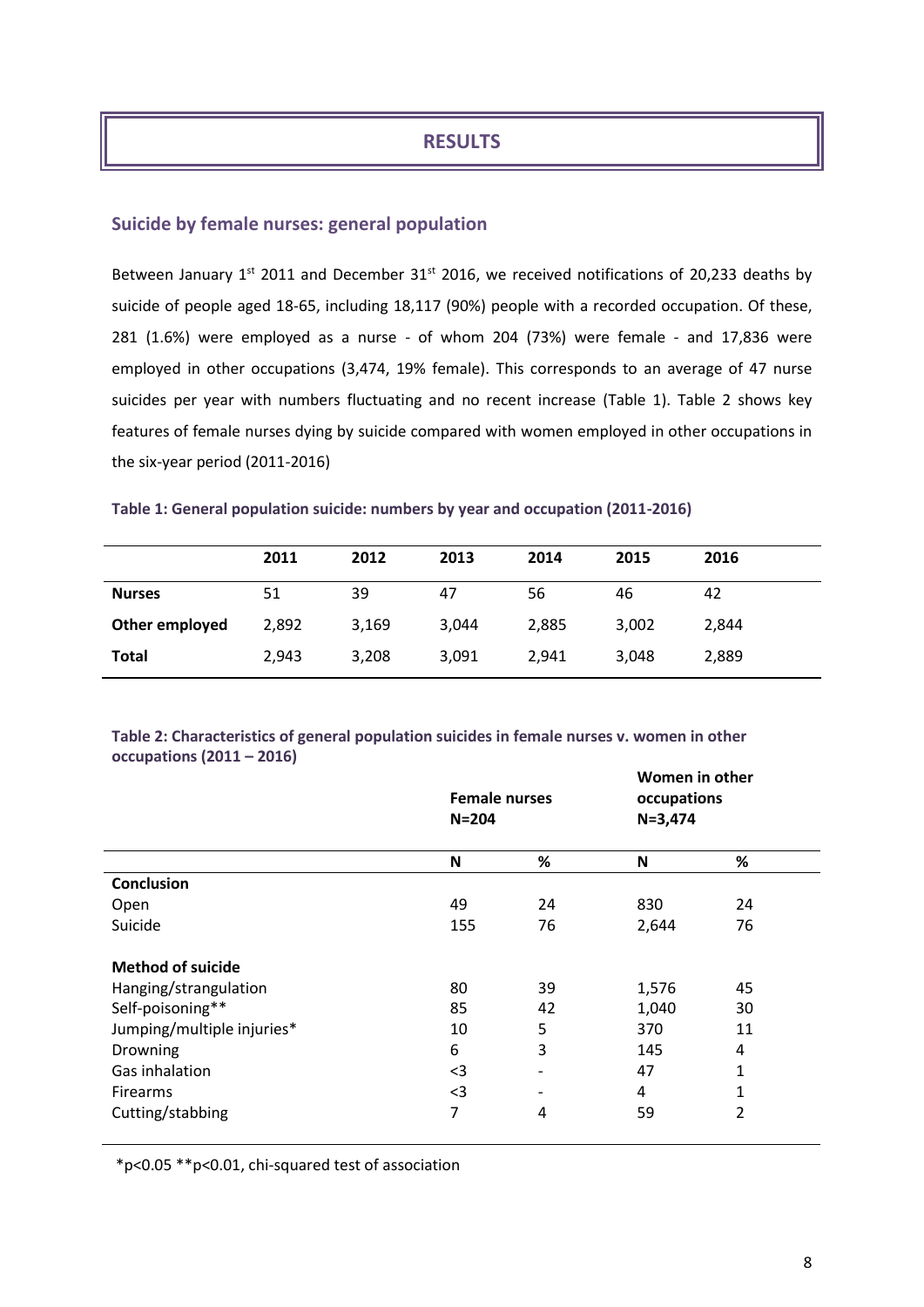# RESULTS

## Suicide by female nurses: general population

Between January 1st 2011 and December 31st 2016, we received notifications of 20,233 deaths by suicide of people aged 18-65, including 18,117 (90%) people with a recorded occupation. Of these, 281 (1.6%) were employed as a nurse - of whom 204 (73%) were female - and 17,836 were employed in other occupations (3,474, 19% female). This corresponds to an average of 47 nurse suicides per year with numbers fluctuating and no recent increase (Table 1). Table 2 shows key features of female nurses dying by suicide compared with women employed in other occupations in the six-year period (2011-2016)

**Table 1: General population suicide: numbers by year and occupation (2011-2016)**

| | 2011 | 2012 | 2013 | 2014 | 2015 | 2016 |
|---|---|---|---|---|---|---|
| **Nurses** | 51 | 39 | 47 | 56 | 46 | 42 |
| **Other employed** | 2,892 | 3,169 | 3,044 | 2,885 | 3,002 | 2,844 |
| **Total** | 2,943 | 3,208 | 3,091 | 2,941 | 3,048 | 2,889 |

**Table 2: Characteristics of general population suicides in female nurses v. women in other occupations (2011 – 2016)**

| | **Female nurses N=204** | | **Women in other occupations N=3,474** | |
|---|---|---|---|---|
| | **N** | **%** | **N** | **%** |
| **Conclusion** | | | | |
| Open | 49 | 24 | 830 | 24 |
| Suicide | 155 | 76 | 2,644 | 76 |
| **Method of suicide** | | | | |
| Hanging/strangulation | 80 | 39 | 1,576 | 45 |
| Self-poisoning** | 85 | 42 | 1,040 | 30 |
| Jumping/multiple injuries* | 10 | 5 | 370 | 11 |
| Drowning | 6 | 3 | 145 | 4 |
| Gas inhalation | <3 | - | 47 | 1 |
| Firearms | <3 | - | 4 | 1 |
| Cutting/stabbing | 7 | 4 | 59 | 2 |

*$p<0.05$ **$p<0.01$, chi-squared test of association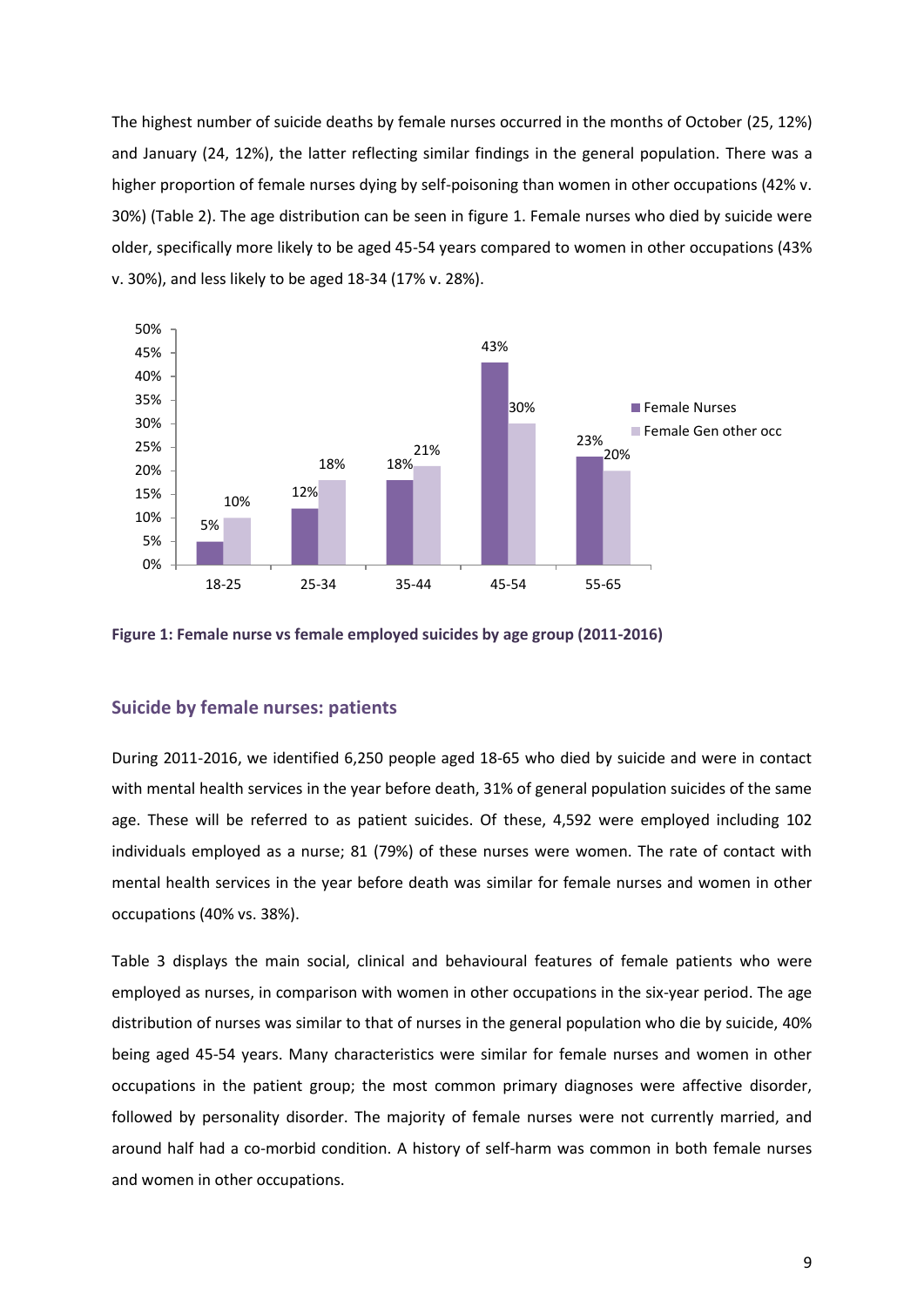The highest number of suicide deaths by female nurses occurred in the months of October (25, 12%) and January (24, 12%), the latter reflecting similar findings in the general population. There was a higher proportion of female nurses dying by self-poisoning than women in other occupations (42% v. 30%) (Table 2). The age distribution can be seen in figure 1. Female nurses who died by suicide were older, specifically more likely to be aged 45-54 years compared to women in other occupations (43% v. 30%), and less likely to be aged 18-34 (17% v. 28%).

| Age group | Female Nurses | Female Gen other occ |
|---|---|---|
| 18-25 | 5% | 10% |
| 25-34 | 12% | 18% |
| 35-44 | 18% | 21% |
| 45-54 | 43% | 30% |
| 55-65 | 23% | 20% |

**Figure 1: Female nurse vs female employed suicides by age group (2011-2016)**

## Suicide by female nurses: patients

During 2011-2016, we identified 6,250 people aged 18-65 who died by suicide and were in contact with mental health services in the year before death, 31% of general population suicides of the same age. These will be referred to as patient suicides. Of these, 4,592 were employed including 102 individuals employed as a nurse; 81 (79%) of these nurses were women. The rate of contact with mental health services in the year before death was similar for female nurses and women in other occupations (40% vs. 38%).

Table 3 displays the main social, clinical and behavioural features of female patients who were employed as nurses, in comparison with women in other occupations in the six-year period. The age distribution of nurses was similar to that of nurses in the general population who die by suicide, 40% being aged 45-54 years. Many characteristics were similar for female nurses and women in other occupations in the patient group; the most common primary diagnoses were affective disorder, followed by personality disorder. The majority of female nurses were not currently married, and around half had a co-morbid condition. A history of self-harm was common in both female nurses and women in other occupations.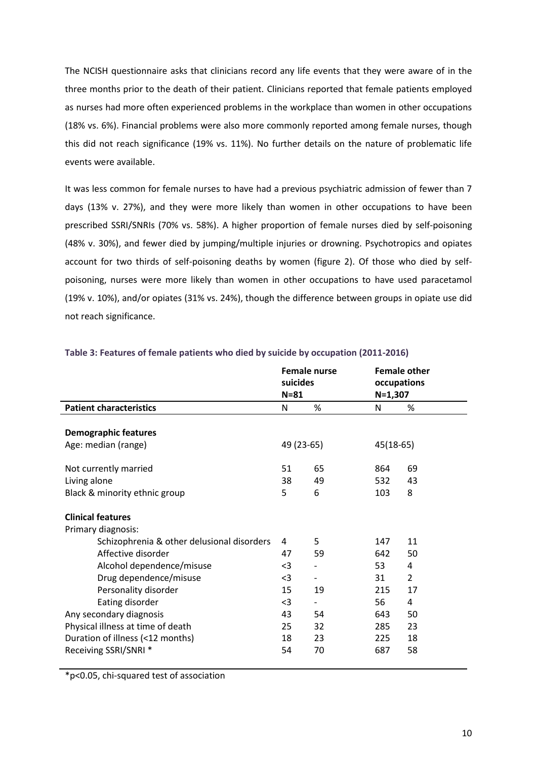The NCISH questionnaire asks that clinicians record any life events that they were aware of in the three months prior to the death of their patient. Clinicians reported that female patients employed as nurses had more often experienced problems in the workplace than women in other occupations (18% vs. 6%). Financial problems were also more commonly reported among female nurses, though this did not reach significance (19% vs. 11%). No further details on the nature of problematic life events were available.

It was less common for female nurses to have had a previous psychiatric admission of fewer than 7 days (13% v. 27%), and they were more likely than women in other occupations to have been prescribed SSRI/SNRIs (70% vs. 58%). A higher proportion of female nurses died by self-poisoning (48% v. 30%), and fewer died by jumping/multiple injuries or drowning. Psychotropics and opiates account for two thirds of self-poisoning deaths by women (figure 2). Of those who died by self-poisoning, nurses were more likely than women in other occupations to have used paracetamol (19% v. 10%), and/or opiates (31% vs. 24%), though the difference between groups in opiate use did not reach significance.

**Table 3: Features of female patients who died by suicide by occupation (2011-2016)**

| | Female nurse suicides N=81 | | Female other occupations N=1,307 | |
|---|---|---|---|---|
| **Patient characteristics** | N | % | N | % |
| **Demographic features** | | | | |
| Age: median (range) | 49 (23-65) | | 45(18-65) | |
| Not currently married | 51 | 65 | 864 | 69 |
| Living alone | 38 | 49 | 532 | 43 |
| Black & minority ethnic group | 5 | 6 | 103 | 8 |
| **Clinical features** | | | | |
| Primary diagnosis: | | | | |
| Schizophrenia & other delusional disorders | 4 | 5 | 147 | 11 |
| Affective disorder | 47 | 59 | 642 | 50 |
| Alcohol dependence/misuse | <3 | - | 53 | 4 |
| Drug dependence/misuse | <3 | - | 31 | 2 |
| Personality disorder | 15 | 19 | 215 | 17 |
| Eating disorder | <3 | - | 56 | 4 |
| Any secondary diagnosis | 43 | 54 | 643 | 50 |
| Physical illness at time of death | 25 | 32 | 285 | 23 |
| Duration of illness (<12 months) | 18 | 23 | 225 | 18 |
| Receiving SSRI/SNRI * | 54 | 70 | 687 | 58 |

*p<0.05, chi-squared test of association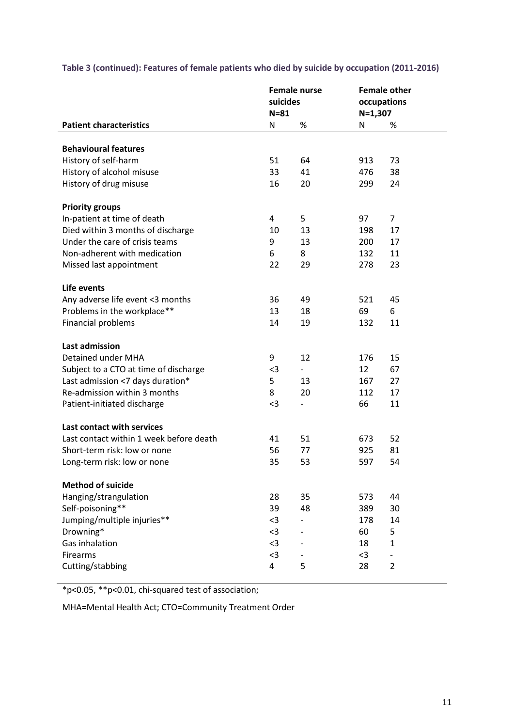**Table 3 (continued): Features of female patients who died by suicide by occupation (2011-2016)**

| | Female nurse suicides N=81 | | Female other occupations N=1,307 | |
|---|---|---|---|---|
| **Patient characteristics** | N | % | N | % |
| **Behavioural features** | | | | |
| History of self-harm | 51 | 64 | 913 | 73 |
| History of alcohol misuse | 33 | 41 | 476 | 38 |
| History of drug misuse | 16 | 20 | 299 | 24 |
| **Priority groups** | | | | |
| In-patient at time of death | 4 | 5 | 97 | 7 |
| Died within 3 months of discharge | 10 | 13 | 198 | 17 |
| Under the care of crisis teams | 9 | 13 | 200 | 17 |
| Non-adherent with medication | 6 | 8 | 132 | 11 |
| Missed last appointment | 22 | 29 | 278 | 23 |
| **Life events** | | | | |
| Any adverse life event <3 months | 36 | 49 | 521 | 45 |
| Problems in the workplace** | 13 | 18 | 69 | 6 |
| Financial problems | 14 | 19 | 132 | 11 |
| **Last admission** | | | | |
| Detained under MHA | 9 | 12 | 176 | 15 |
| Subject to a CTO at time of discharge | <3 | - | 12 | 67 |
| Last admission <7 days duration* | 5 | 13 | 167 | 27 |
| Re-admission within 3 months | 8 | 20 | 112 | 17 |
| Patient-initiated discharge | <3 | - | 66 | 11 |
| **Last contact with services** | | | | |
| Last contact within 1 week before death | 41 | 51 | 673 | 52 |
| Short-term risk: low or none | 56 | 77 | 925 | 81 |
| Long-term risk: low or none | 35 | 53 | 597 | 54 |
| **Method of suicide** | | | | |
| Hanging/strangulation | 28 | 35 | 573 | 44 |
| Self-poisoning** | 39 | 48 | 389 | 30 |
| Jumping/multiple injuries** | <3 | - | 178 | 14 |
| Drowning* | <3 | - | 60 | 5 |
| Gas inhalation | <3 | - | 18 | 1 |
| Firearms | <3 | - | <3 | - |
| Cutting/stabbing | 4 | 5 | 28 | 2 |

*p<0.05, **p<0.01, chi-squared test of association;

MHA=Mental Health Act; CTO=Community Treatment Order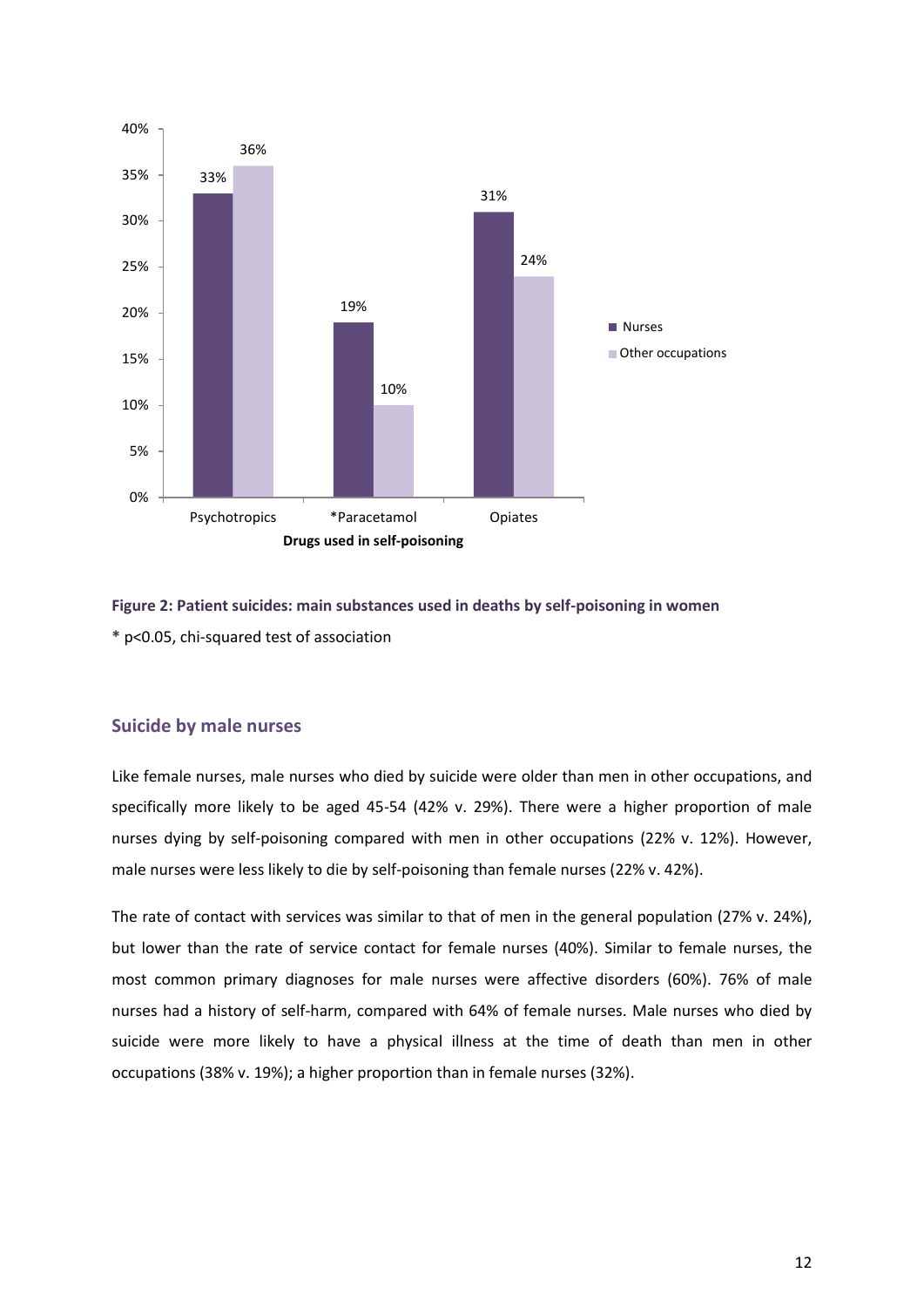| Drugs used in self-poisoning | Nurses | Other occupations |
| --- | --- | --- |
| Psychotropics | 33% | 36% |
| *Paracetamol | 19% | 10% |
| Opiates | 31% | 24% |

**Figure 2: Patient suicides: main substances used in deaths by self-poisoning in women**

* $p<0.05$, chi-squared test of association

## Suicide by male nurses

Like female nurses, male nurses who died by suicide were older than men in other occupations, and specifically more likely to be aged 45-54 (42% v. 29%). There were a higher proportion of male nurses dying by self-poisoning compared with men in other occupations (22% v. 12%). However, male nurses were less likely to die by self-poisoning than female nurses (22% v. 42%).

The rate of contact with services was similar to that of men in the general population (27% v. 24%), but lower than the rate of service contact for female nurses (40%). Similar to female nurses, the most common primary diagnoses for male nurses were affective disorders (60%). 76% of male nurses had a history of self-harm, compared with 64% of female nurses. Male nurses who died by suicide were more likely to have a physical illness at the time of death than men in other occupations (38% v. 19%); a higher proportion than in female nurses (32%).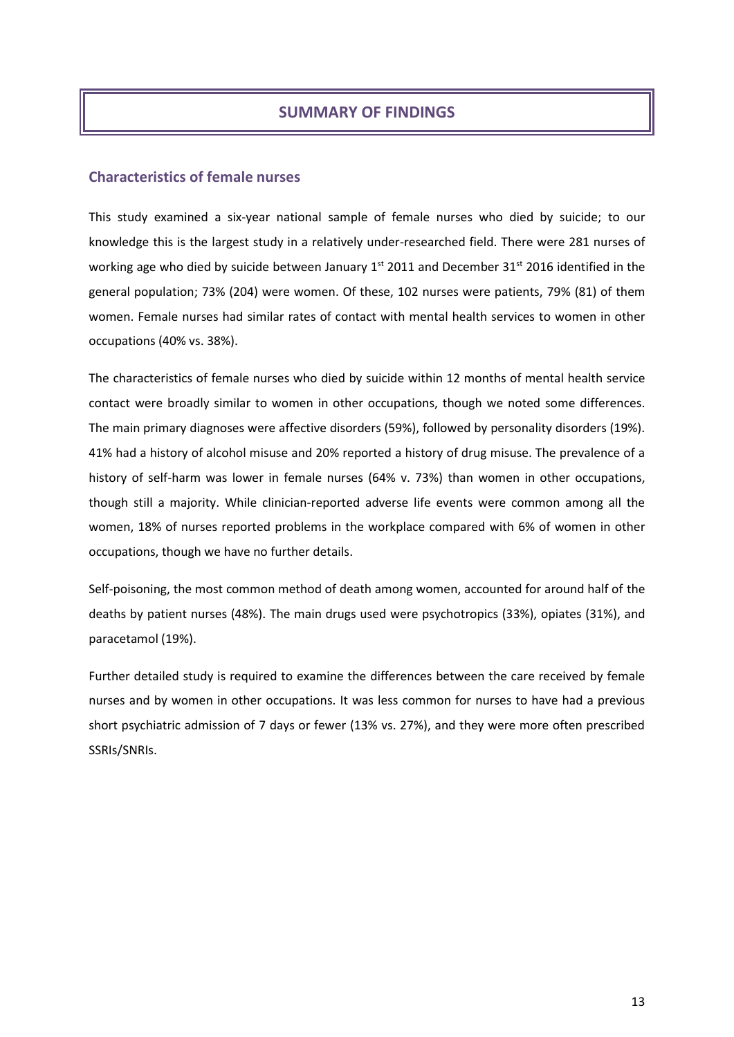## SUMMARY OF FINDINGS

### Characteristics of female nurses

This study examined a six-year national sample of female nurses who died by suicide; to our knowledge this is the largest study in a relatively under-researched field. There were 281 nurses of working age who died by suicide between January 1st 2011 and December 31st 2016 identified in the general population; 73% (204) were women. Of these, 102 nurses were patients, 79% (81) of them women. Female nurses had similar rates of contact with mental health services to women in other occupations (40% vs. 38%).

The characteristics of female nurses who died by suicide within 12 months of mental health service contact were broadly similar to women in other occupations, though we noted some differences. The main primary diagnoses were affective disorders (59%), followed by personality disorders (19%). 41% had a history of alcohol misuse and 20% reported a history of drug misuse. The prevalence of a history of self-harm was lower in female nurses (64% v. 73%) than women in other occupations, though still a majority. While clinician-reported adverse life events were common among all the women, 18% of nurses reported problems in the workplace compared with 6% of women in other occupations, though we have no further details.

Self-poisoning, the most common method of death among women, accounted for around half of the deaths by patient nurses (48%). The main drugs used were psychotropics (33%), opiates (31%), and paracetamol (19%).

Further detailed study is required to examine the differences between the care received by female nurses and by women in other occupations. It was less common for nurses to have had a previous short psychiatric admission of 7 days or fewer (13% vs. 27%), and they were more often prescribed SSRIs/SNRIs.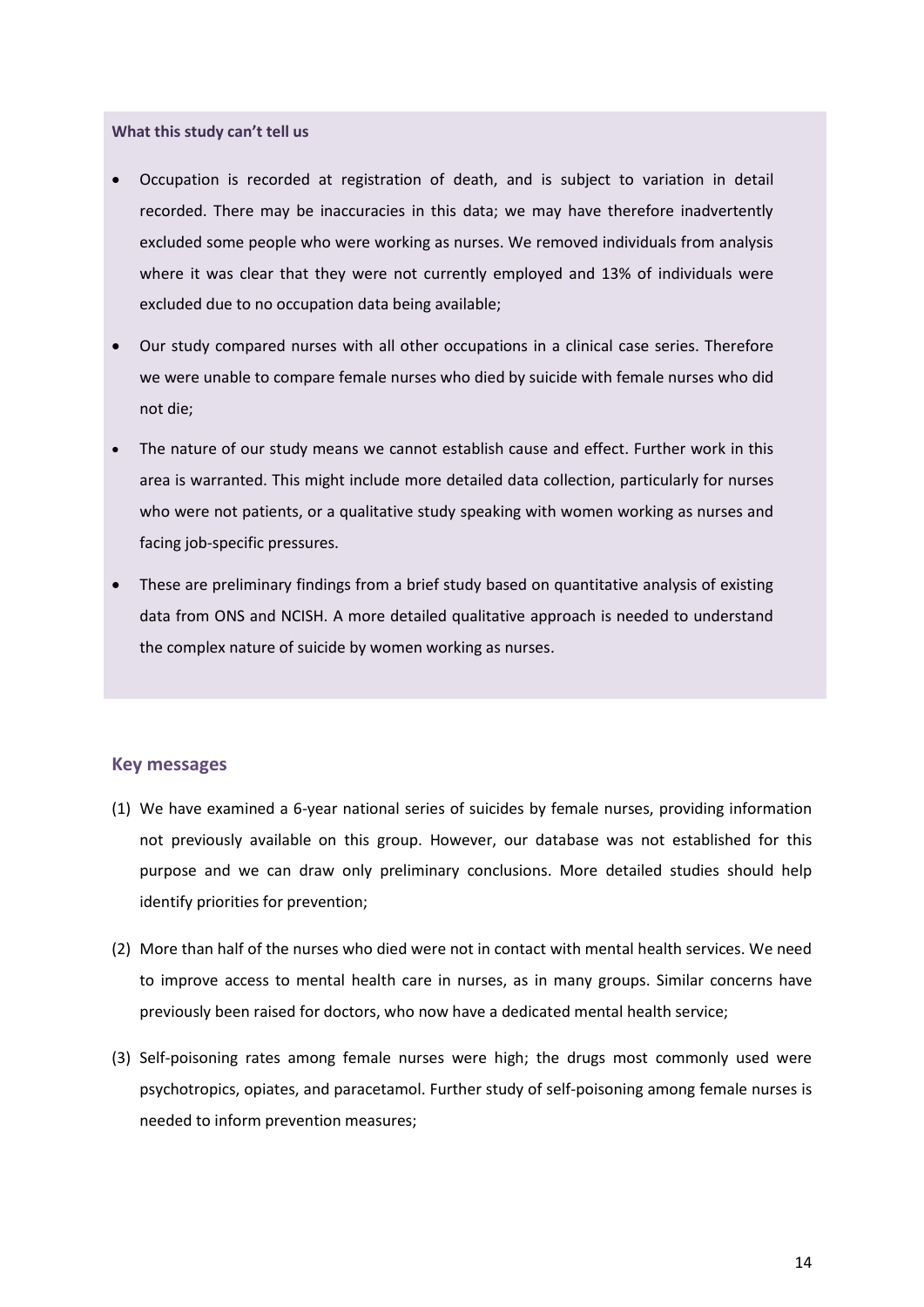**What this study can't tell us**

- Occupation is recorded at registration of death, and is subject to variation in detail recorded. There may be inaccuracies in this data; we may have therefore inadvertently excluded some people who were working as nurses. We removed individuals from analysis where it was clear that they were not currently employed and 13% of individuals were excluded due to no occupation data being available;
- Our study compared nurses with all other occupations in a clinical case series. Therefore we were unable to compare female nurses who died by suicide with female nurses who did not die;
- The nature of our study means we cannot establish cause and effect. Further work in this area is warranted. This might include more detailed data collection, particularly for nurses who were not patients, or a qualitative study speaking with women working as nurses and facing job-specific pressures.
- These are preliminary findings from a brief study based on quantitative analysis of existing data from ONS and NCISH. A more detailed qualitative approach is needed to understand the complex nature of suicide by women working as nurses.

## Key messages

(1) We have examined a 6-year national series of suicides by female nurses, providing information not previously available on this group. However, our database was not established for this purpose and we can draw only preliminary conclusions. More detailed studies should help identify priorities for prevention;

(2) More than half of the nurses who died were not in contact with mental health services. We need to improve access to mental health care in nurses, as in many groups. Similar concerns have previously been raised for doctors, who now have a dedicated mental health service;

(3) Self-poisoning rates among female nurses were high; the drugs most commonly used were psychotropics, opiates, and paracetamol. Further study of self-poisoning among female nurses is needed to inform prevention measures;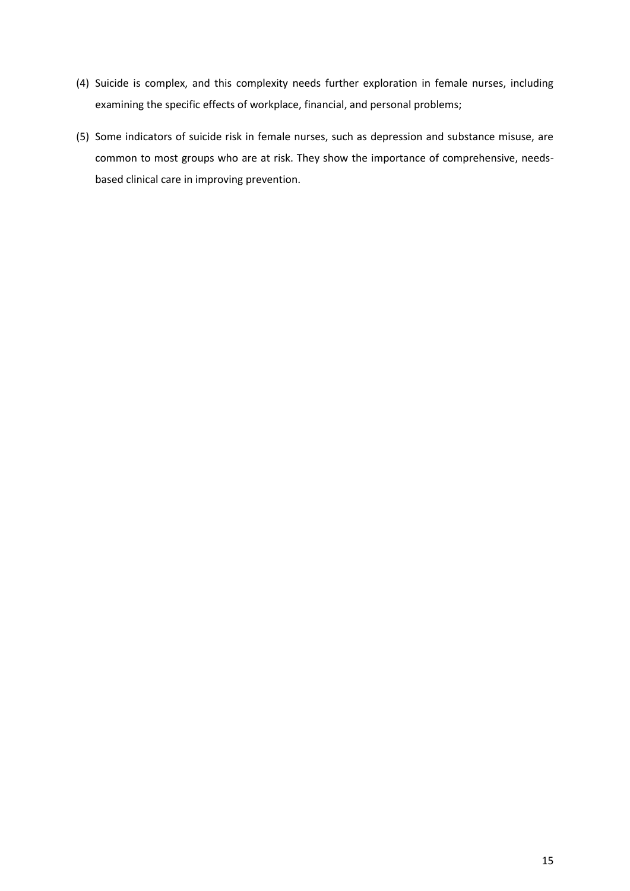(4) Suicide is complex, and this complexity needs further exploration in female nurses, including examining the specific effects of workplace, financial, and personal problems;

(5) Some indicators of suicide risk in female nurses, such as depression and substance misuse, are common to most groups who are at risk. They show the importance of comprehensive, needs-based clinical care in improving prevention.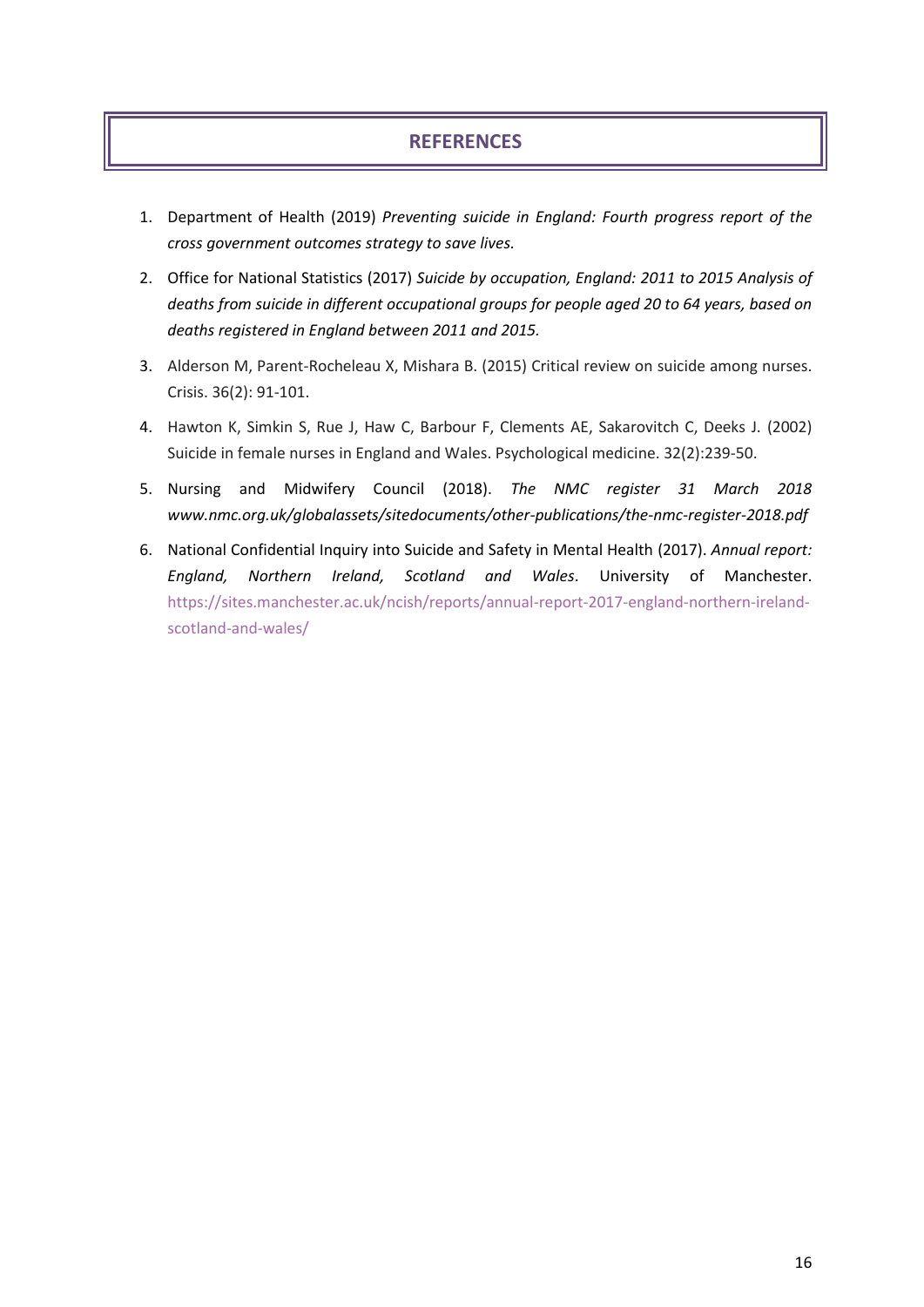## REFERENCES

1. Department of Health (2019) *Preventing suicide in England: Fourth progress report of the cross government outcomes strategy to save lives.*
2. Office for National Statistics (2017) *Suicide by occupation, England: 2011 to 2015 Analysis of deaths from suicide in different occupational groups for people aged 20 to 64 years, based on deaths registered in England between 2011 and 2015.*
3. Alderson M, Parent-Rocheleau X, Mishara B. (2015) Critical review on suicide among nurses. Crisis. 36(2): 91-101.
4. Hawton K, Simkin S, Rue J, Haw C, Barbour F, Clements AE, Sakarovitch C, Deeks J. (2002) Suicide in female nurses in England and Wales. Psychological medicine. 32(2):239-50.
5. Nursing and Midwifery Council (2018). *The NMC register 31 March 2018 www.nmc.org.uk/globalassets/sitedocuments/other-publications/the-nmc-register-2018.pdf*
6. National Confidential Inquiry into Suicide and Safety in Mental Health (2017). *Annual report: England, Northern Ireland, Scotland and Wales*. University of Manchester. https://sites.manchester.ac.uk/ncish/reports/annual-report-2017-england-northern-ireland-scotland-and-wales/